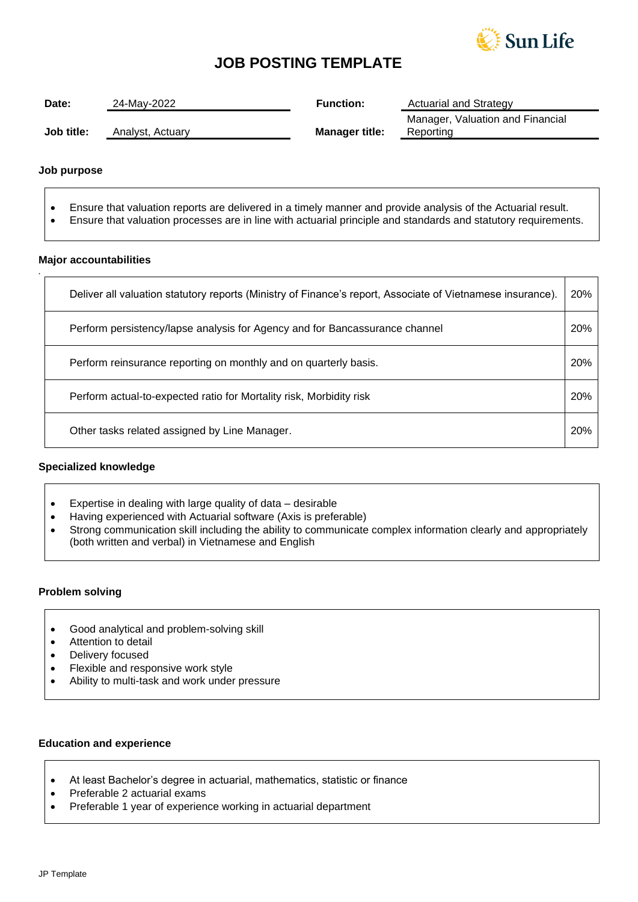# JOB POSTING TEMPLATE

| | | | |
|---|---|---|---|
| **Date:** | 24-May-2022 | **Function:** | Actuarial and Strategy |
| **Job title:** | Analyst, Actuary | **Manager title:** | Manager, Valuation and Financial Reporting |

### Job purpose

- Ensure that valuation reports are delivered in a timely manner and provide analysis of the Actuarial result.
- Ensure that valuation processes are in line with actuarial principle and standards and statutory requirements.

### Major accountabilities

| | |
|---|---|
| Deliver all valuation statutory reports (Ministry of Finance's report, Associate of Vietnamese insurance). | 20% |
| Perform persistency/lapse analysis for Agency and for Bancassurance channel | 20% |
| Perform reinsurance reporting on monthly and on quarterly basis. | 20% |
| Perform actual-to-expected ratio for Mortality risk, Morbidity risk | 20% |
| Other tasks related assigned by Line Manager. | 20% |

### Specialized knowledge

- Expertise in dealing with large quality of data – desirable
- Having experienced with Actuarial software (Axis is preferable)
- Strong communication skill including the ability to communicate complex information clearly and appropriately (both written and verbal) in Vietnamese and English

### Problem solving

- Good analytical and problem-solving skill
- Attention to detail
- Delivery focused
- Flexible and responsive work style
- Ability to multi-task and work under pressure

### Education and experience

- At least Bachelor's degree in actuarial, mathematics, statistic or finance
- Preferable 2 actuarial exams
- Preferable 1 year of experience working in actuarial department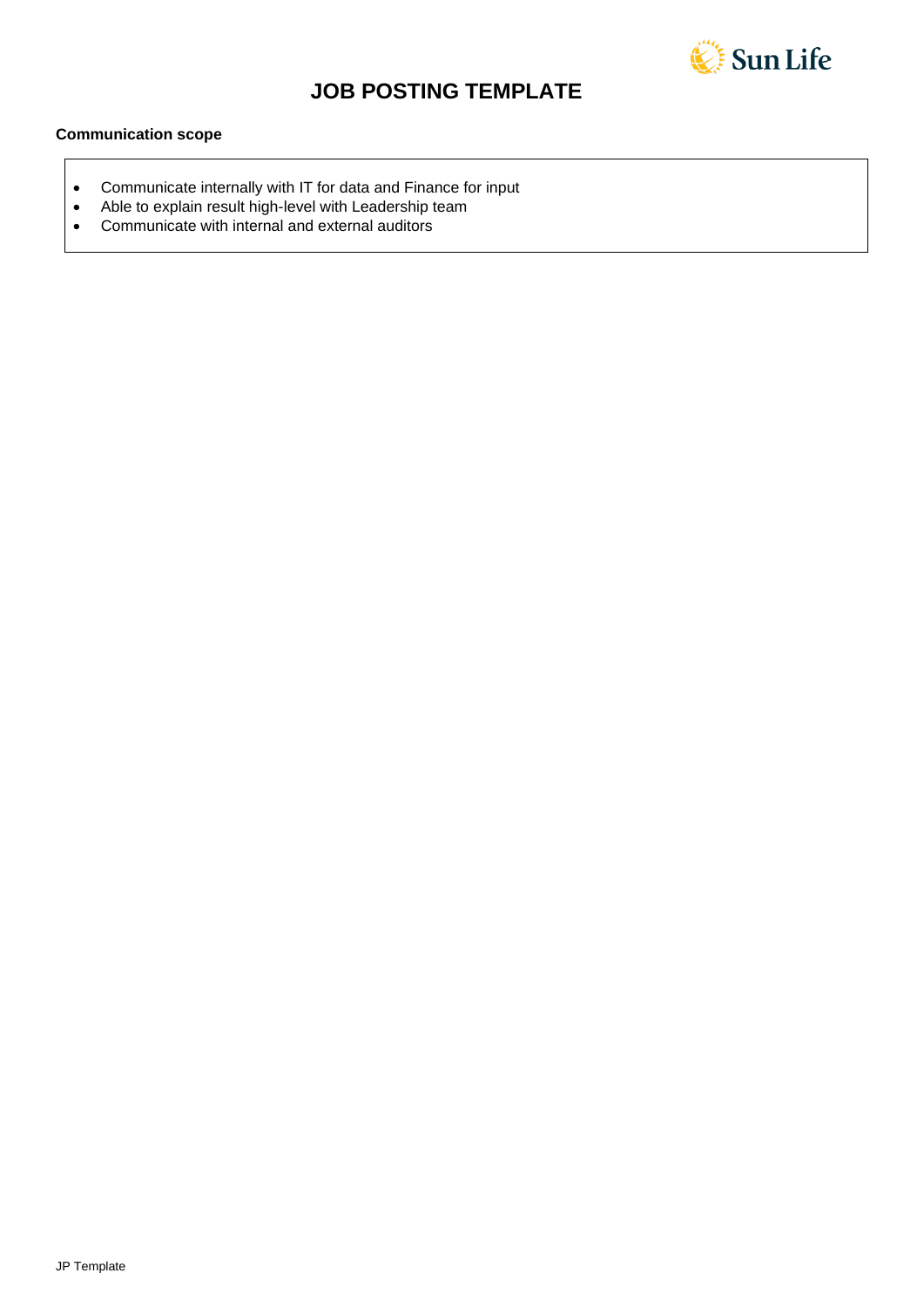# JOB POSTING TEMPLATE

**Communication scope**

- Communicate internally with IT for data and Finance for input
- Able to explain result high-level with Leadership team
- Communicate with internal and external auditors